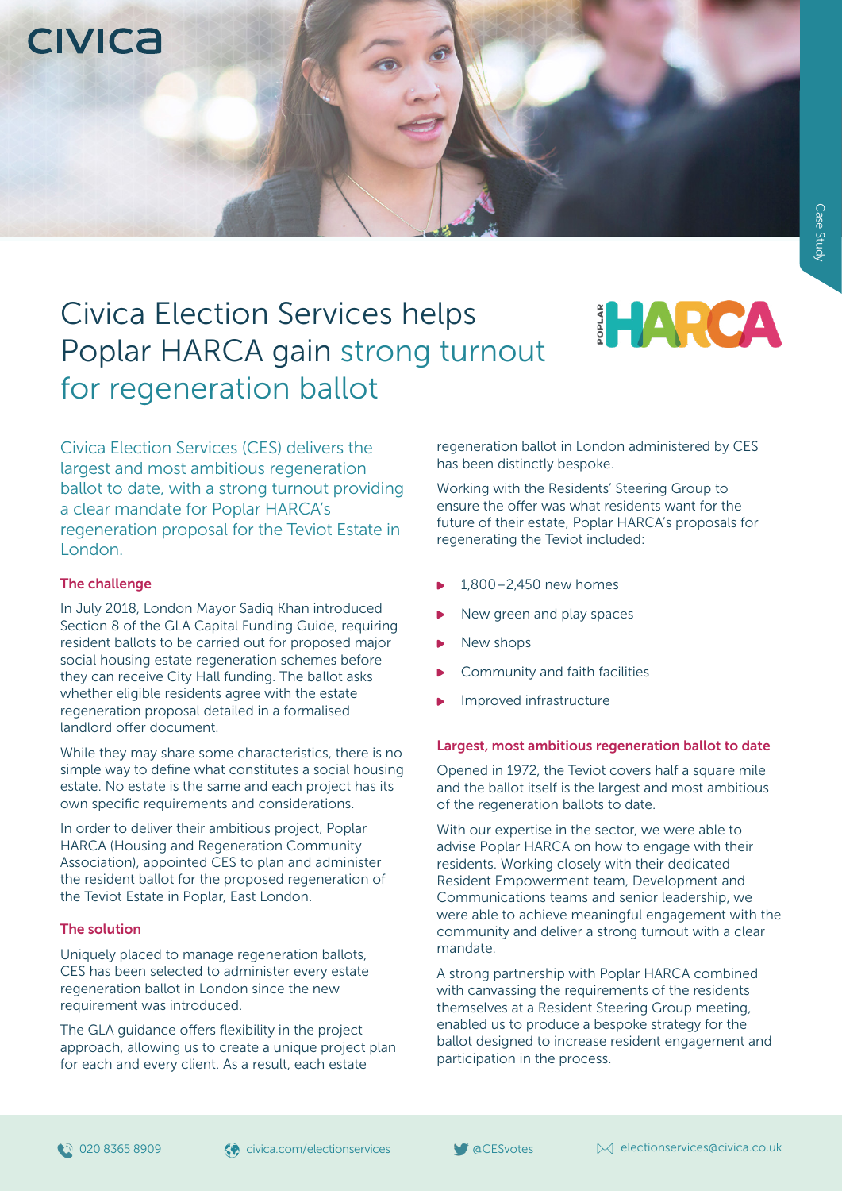# Civica Election Services helps Poplar HARCA gain strong turnout for regeneration ballot

Civica Election Services (CES) delivers the largest and most ambitious regeneration ballot to date, with a strong turnout providing a clear mandate for Poplar HARCA's regeneration proposal for the Teviot Estate in London.

### The challenge

In July 2018, London Mayor Sadiq Khan introduced Section 8 of the GLA Capital Funding Guide, requiring resident ballots to be carried out for proposed major social housing estate regeneration schemes before they can receive City Hall funding. The ballot asks whether eligible residents agree with the estate regeneration proposal detailed in a formalised landlord offer document.

While they may share some characteristics, there is no simple way to define what constitutes a social housing estate. No estate is the same and each project has its own specific requirements and considerations.

In order to deliver their ambitious project, Poplar HARCA (Housing and Regeneration Community Association), appointed CES to plan and administer the resident ballot for the proposed regeneration of the Teviot Estate in Poplar, East London.

### The solution

Uniquely placed to manage regeneration ballots, CES has been selected to administer every estate regeneration ballot in London since the new requirement was introduced.

The GLA guidance offers flexibility in the project approach, allowing us to create a unique project plan for each and every client. As a result, each estate regeneration ballot in London administered by CES has been distinctly bespoke.

Working with the Residents' Steering Group to ensure the offer was what residents want for the future of their estate, Poplar HARCA's proposals for regenerating the Teviot included:

- 1,800–2,450 new homes
- New green and play spaces
- New shops
- Community and faith facilities
- Improved infrastructure

### Largest, most ambitious regeneration ballot to date

Opened in 1972, the Teviot covers half a square mile and the ballot itself is the largest and most ambitious of the regeneration ballots to date.

With our expertise in the sector, we were able to advise Poplar HARCA on how to engage with their residents. Working closely with their dedicated Resident Empowerment team, Development and Communications teams and senior leadership, we were able to achieve meaningful engagement with the community and deliver a strong turnout with a clear mandate.

A strong partnership with Poplar HARCA combined with canvassing the requirements of the residents themselves at a Resident Steering Group meeting, enabled us to produce a bespoke strategy for the ballot designed to increase resident engagement and participation in the process.

020 8365 8909 | civica.com/electionservices | @CESvotes | electionservices@civica.co.uk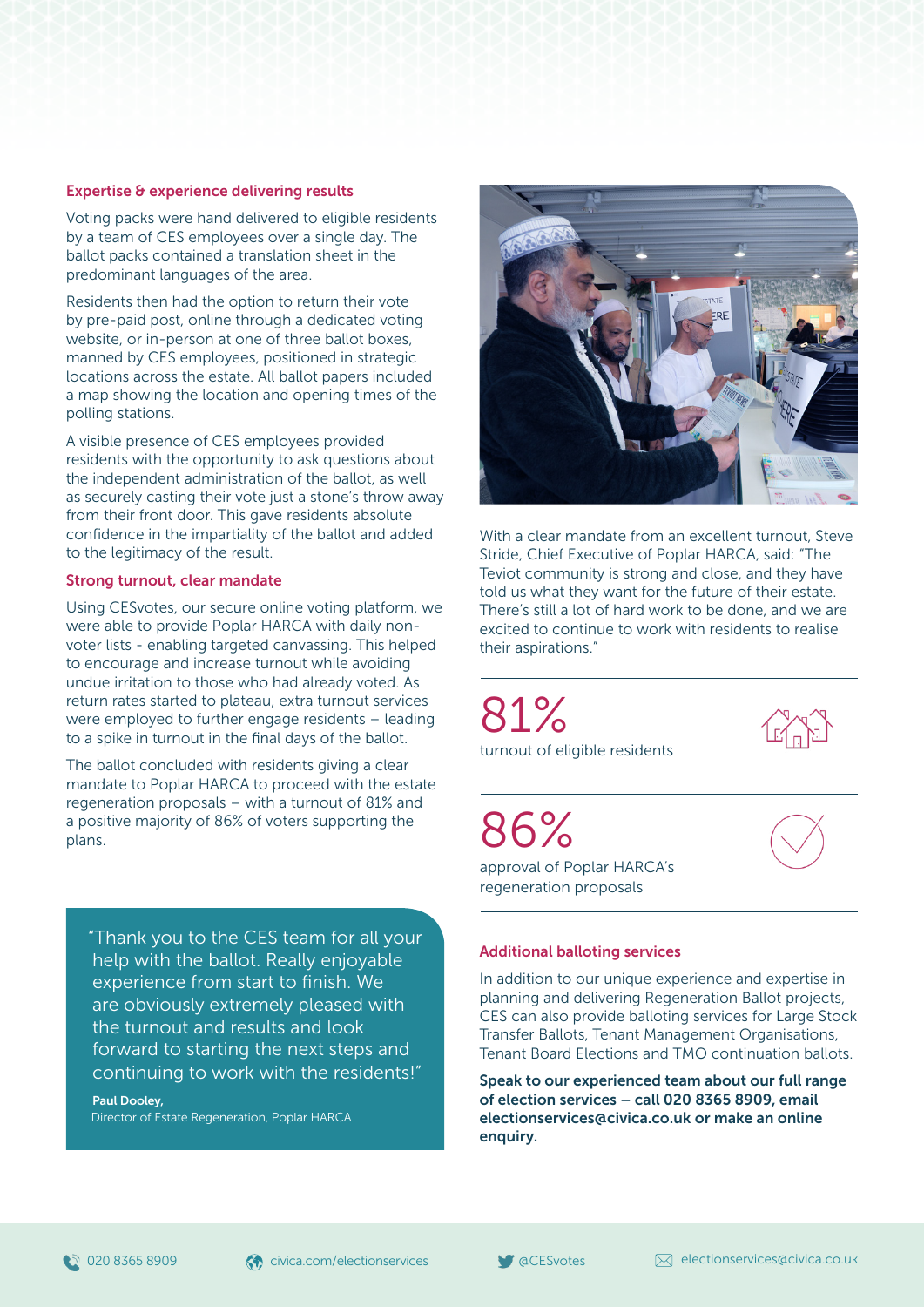### Expertise & experience delivering results

Voting packs were hand delivered to eligible residents by a team of CES employees over a single day. The ballot packs contained a translation sheet in the predominant languages of the area.

Residents then had the option to return their vote by pre-paid post, online through a dedicated voting website, or in-person at one of three ballot boxes, manned by CES employees, positioned in strategic locations across the estate. All ballot papers included a map showing the location and opening times of the polling stations.

A visible presence of CES employees provided residents with the opportunity to ask questions about the independent administration of the ballot, as well as securely casting their vote just a stone's throw away from their front door. This gave residents absolute confidence in the impartiality of the ballot and added to the legitimacy of the result.

### Strong turnout, clear mandate

Using CESvotes, our secure online voting platform, we were able to provide Poplar HARCA with daily non-voter lists - enabling targeted canvassing. This helped to encourage and increase turnout while avoiding undue irritation to those who had already voted. As return rates started to plateau, extra turnout services were employed to further engage residents – leading to a spike in turnout in the final days of the ballot.

The ballot concluded with residents giving a clear mandate to Poplar HARCA to proceed with the estate regeneration proposals – with a turnout of 81% and a positive majority of 86% of voters supporting the plans.

> "Thank you to the CES team for all your help with the ballot. Really enjoyable experience from start to finish. We are obviously extremely pleased with the turnout and results and look forward to starting the next steps and continuing to work with the residents!"
>
> **Paul Dooley,**
> Director of Estate Regeneration, Poplar HARCA

With a clear mandate from an excellent turnout, Steve Stride, Chief Executive of Poplar HARCA, said: "The Teviot community is strong and close, and they have told us what they want for the future of their estate. There's still a lot of hard work to be done, and we are excited to continue to work with residents to realise their aspirations."

**81%**
turnout of eligible residents

**86%**
approval of Poplar HARCA's regeneration proposals

### Additional balloting services

In addition to our unique experience and expertise in planning and delivering Regeneration Ballot projects, CES can also provide balloting services for Large Stock Transfer Ballots, Tenant Management Organisations, Tenant Board Elections and TMO continuation ballots.

**Speak to our experienced team about our full range of election services – call 020 8365 8909, email electionservices@civica.co.uk or make an online enquiry.**

020 8365 8909 | civica.com/electionservices | @CESvotes | electionservices@civica.co.uk